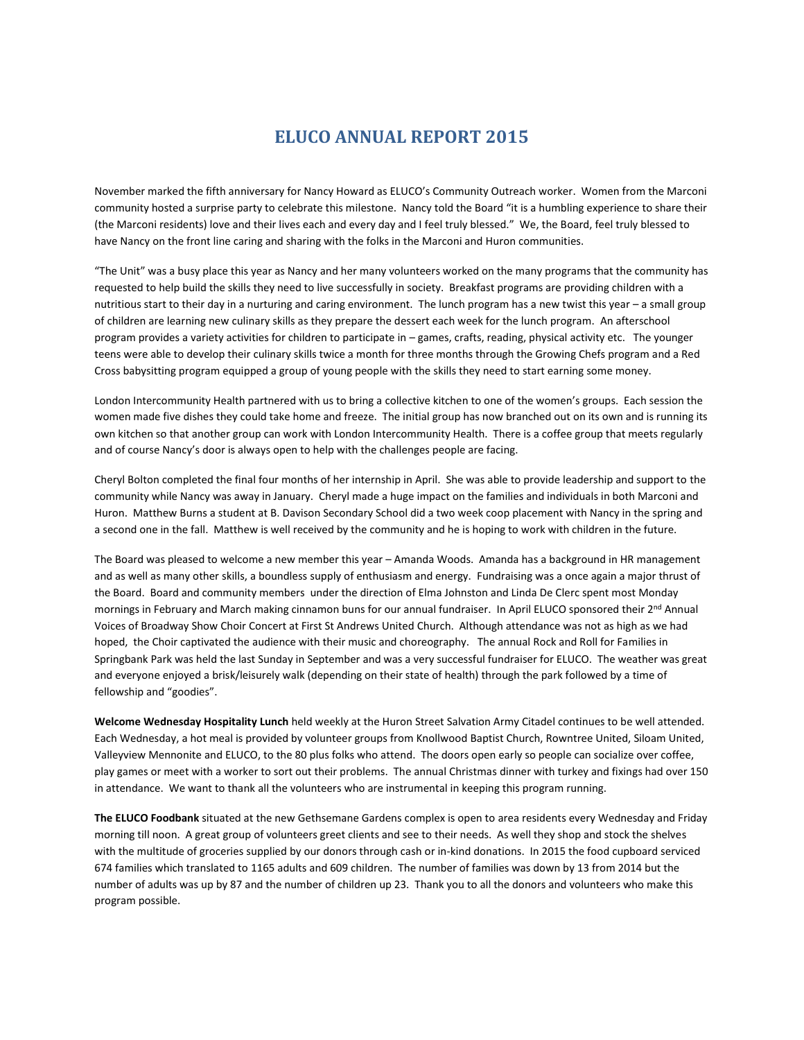# ELUCO ANNUAL REPORT 2015

November marked the fifth anniversary for Nancy Howard as ELUCO's Community Outreach worker. Women from the Marconi community hosted a surprise party to celebrate this milestone. Nancy told the Board "it is a humbling experience to share their (the Marconi residents) love and their lives each and every day and I feel truly blessed." We, the Board, feel truly blessed to have Nancy on the front line caring and sharing with the folks in the Marconi and Huron communities.

"The Unit" was a busy place this year as Nancy and her many volunteers worked on the many programs that the community has requested to help build the skills they need to live successfully in society. Breakfast programs are providing children with a nutritious start to their day in a nurturing and caring environment. The lunch program has a new twist this year – a small group of children are learning new culinary skills as they prepare the dessert each week for the lunch program. An afterschool program provides a variety activities for children to participate in – games, crafts, reading, physical activity etc. The younger teens were able to develop their culinary skills twice a month for three months through the Growing Chefs program and a Red Cross babysitting program equipped a group of young people with the skills they need to start earning some money.

London Intercommunity Health partnered with us to bring a collective kitchen to one of the women's groups. Each session the women made five dishes they could take home and freeze. The initial group has now branched out on its own and is running its own kitchen so that another group can work with London Intercommunity Health. There is a coffee group that meets regularly and of course Nancy's door is always open to help with the challenges people are facing.

Cheryl Bolton completed the final four months of her internship in April. She was able to provide leadership and support to the community while Nancy was away in January. Cheryl made a huge impact on the families and individuals in both Marconi and Huron. Matthew Burns a student at B. Davison Secondary School did a two week coop placement with Nancy in the spring and a second one in the fall. Matthew is well received by the community and he is hoping to work with children in the future.

The Board was pleased to welcome a new member this year – Amanda Woods. Amanda has a background in HR management and as well as many other skills, a boundless supply of enthusiasm and energy. Fundraising was a once again a major thrust of the Board. Board and community members under the direction of Elma Johnston and Linda De Clerc spent most Monday mornings in February and March making cinnamon buns for our annual fundraiser. In April ELUCO sponsored their 2nd Annual Voices of Broadway Show Choir Concert at First St Andrews United Church. Although attendance was not as high as we had hoped, the Choir captivated the audience with their music and choreography. The annual Rock and Roll for Families in Springbank Park was held the last Sunday in September and was a very successful fundraiser for ELUCO. The weather was great and everyone enjoyed a brisk/leisurely walk (depending on their state of health) through the park followed by a time of fellowship and "goodies".

**Welcome Wednesday Hospitality Lunch** held weekly at the Huron Street Salvation Army Citadel continues to be well attended. Each Wednesday, a hot meal is provided by volunteer groups from Knollwood Baptist Church, Rowntree United, Siloam United, Valleyview Mennonite and ELUCO, to the 80 plus folks who attend. The doors open early so people can socialize over coffee, play games or meet with a worker to sort out their problems. The annual Christmas dinner with turkey and fixings had over 150 in attendance. We want to thank all the volunteers who are instrumental in keeping this program running.

**The ELUCO Foodbank** situated at the new Gethsemane Gardens complex is open to area residents every Wednesday and Friday morning till noon. A great group of volunteers greet clients and see to their needs. As well they shop and stock the shelves with the multitude of groceries supplied by our donors through cash or in-kind donations. In 2015 the food cupboard serviced 674 families which translated to 1165 adults and 609 children. The number of families was down by 13 from 2014 but the number of adults was up by 87 and the number of children up 23. Thank you to all the donors and volunteers who make this program possible.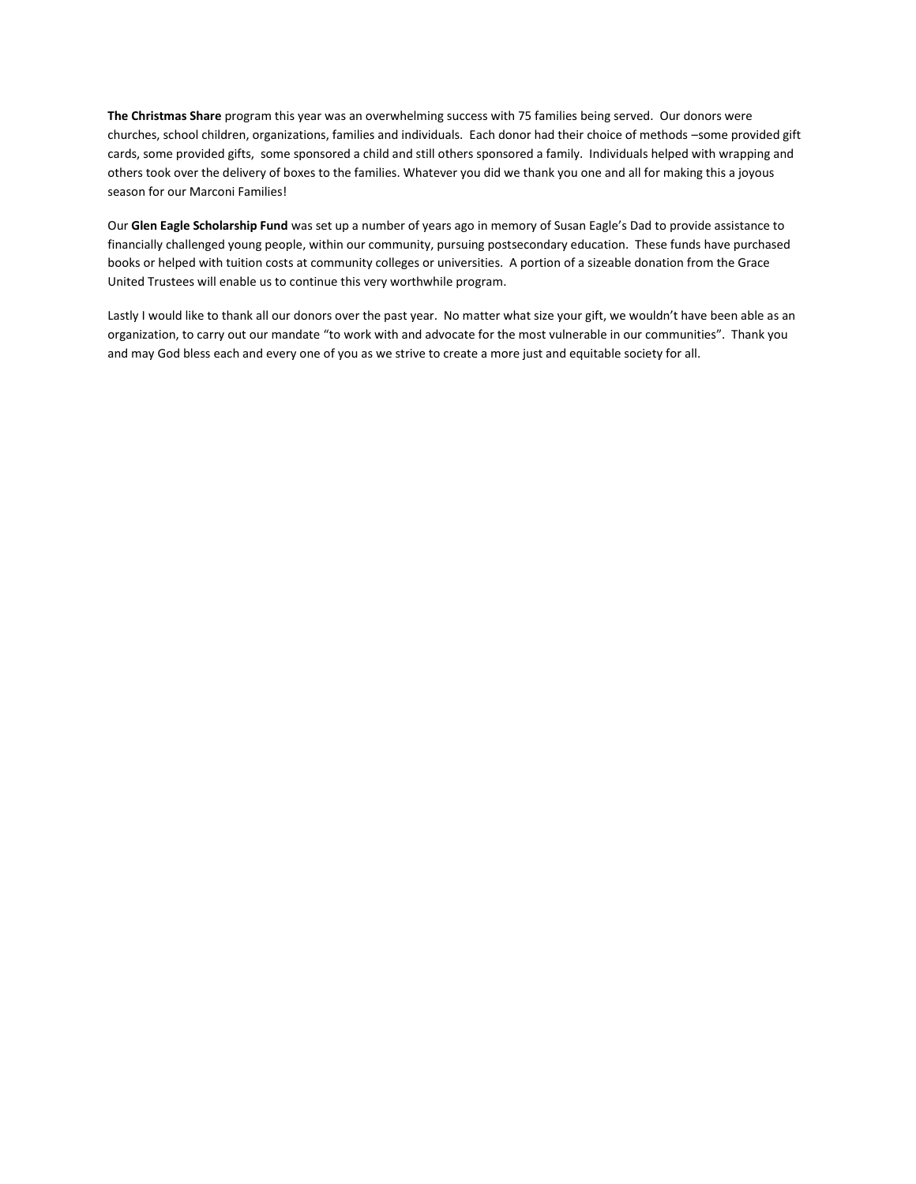**The Christmas Share** program this year was an overwhelming success with 75 families being served. Our donors were churches, school children, organizations, families and individuals. Each donor had their choice of methods –some provided gift cards, some provided gifts, some sponsored a child and still others sponsored a family. Individuals helped with wrapping and others took over the delivery of boxes to the families. Whatever you did we thank you one and all for making this a joyous season for our Marconi Families!

Our **Glen Eagle Scholarship Fund** was set up a number of years ago in memory of Susan Eagle's Dad to provide assistance to financially challenged young people, within our community, pursuing postsecondary education. These funds have purchased books or helped with tuition costs at community colleges or universities. A portion of a sizeable donation from the Grace United Trustees will enable us to continue this very worthwhile program.

Lastly I would like to thank all our donors over the past year. No matter what size your gift, we wouldn't have been able as an organization, to carry out our mandate "to work with and advocate for the most vulnerable in our communities". Thank you and may God bless each and every one of you as we strive to create a more just and equitable society for all.